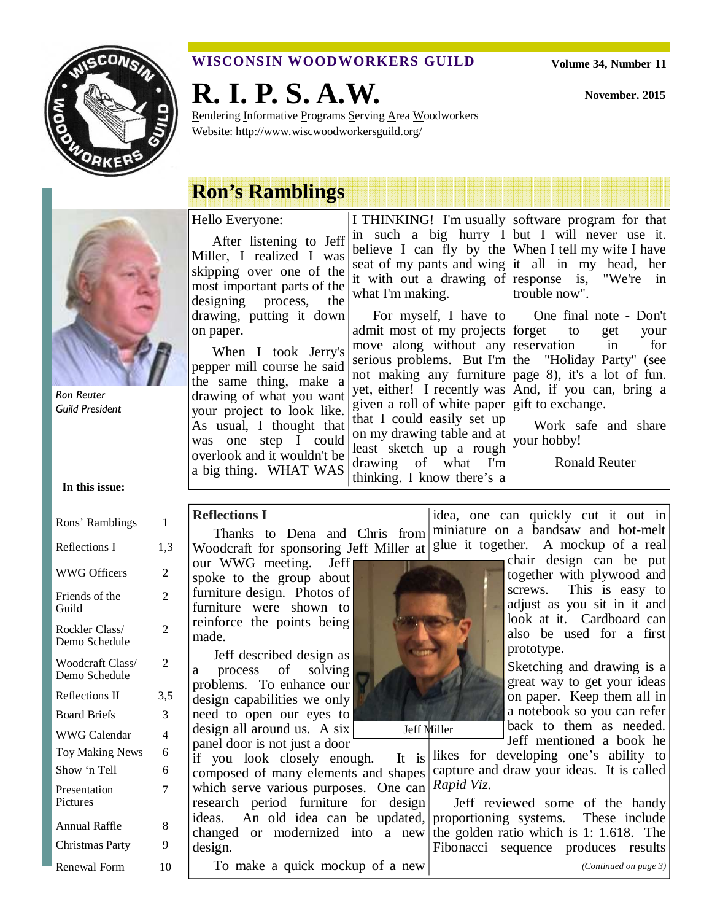# WISCONSIN WOODWORKERS GUILD

Volume 34, Number 11

November. 2015

# R. I. P. S. A.W.

Rendering Informative Programs Serving Area Woodworkers

Website: http://www.wiscwoodworkersguild.org/

## Ron's Ramblings

Ron Reuter
Guild President

Hello Everyone:

After listening to Jeff Miller, I realized I was skipping over one of the most important parts of the designing process, the drawing, putting it down on paper.

When I took Jerry's pepper mill course he said the same thing, make a drawing of what you want your project to look like. As usual, I thought that was one step I could overlook and it wouldn't be a big thing. WHAT WAS I THINKING! I'm usually in such a big hurry I believe I can fly by the seat of my pants and wing it with out a drawing of what I'm making.

For myself, I have to admit most of my projects move along without any serious problems. But I'm not making any furniture yet, either! I recently was given a roll of white paper that I could easily set up on my drawing table and at least sketch up a rough drawing of what I'm thinking. I know there's a software program for that but I will never use it. When I tell my wife I have it all in my head, her response is, "We're in trouble now".

One final note - Don't forget to get your reservation in for the "Holiday Party" (see page 8), it's a lot of fun. And, if you can, bring a gift to exchange.

Work safe and share your hobby!

Ronald Reuter

**In this issue:**

| | |
|---|---|
| Rons' Ramblings | 1 |
| Reflections I | 1,3 |
| WWG Officers | 2 |
| Friends of the Guild | 2 |
| Rockler Class/ Demo Schedule | 2 |
| Woodcraft Class/ Demo Schedule | 2 |
| Reflections II | 3,5 |
| Board Briefs | 3 |
| WWG Calendar | 4 |
| Toy Making News | 6 |
| Show 'n Tell | 6 |
| Presentation Pictures | 7 |
| Annual Raffle | 8 |
| Christmas Party | 9 |
| Renewal Form | 10 |

## Reflections I

Thanks to Dena and Chris from Woodcraft for sponsoring Jeff Miller at our WWG meeting. Jeff spoke to the group about furniture design. Photos of furniture were shown to reinforce the points being made.

Jeff described design as a process of solving problems. To enhance our design capabilities we only need to open our eyes to design all around us. A six panel door is not just a door if you look closely enough. It is composed of many elements and shapes which serve various purposes. One can research period furniture for design ideas. An old idea can be updated, changed or modernized into a new design.

To make a quick mockup of a new idea, one can quickly cut it out in miniature on a bandsaw and hot-melt glue it together. A mockup of a real chair design can be put together with plywood and screws. This is easy to adjust as you sit in it and look at it. Cardboard can also be used for a first prototype.

Jeff Miller

Sketching and drawing is a great way to get your ideas on paper. Keep them all in a notebook so you can refer back to them as needed. Jeff mentioned a book he likes for developing one's ability to capture and draw your ideas. It is called *Rapid Viz*.

Jeff reviewed some of the handy proportioning systems. These include the golden ratio which is 1: 1.618. The Fibonacci sequence produces results

*(Continued on page 3)*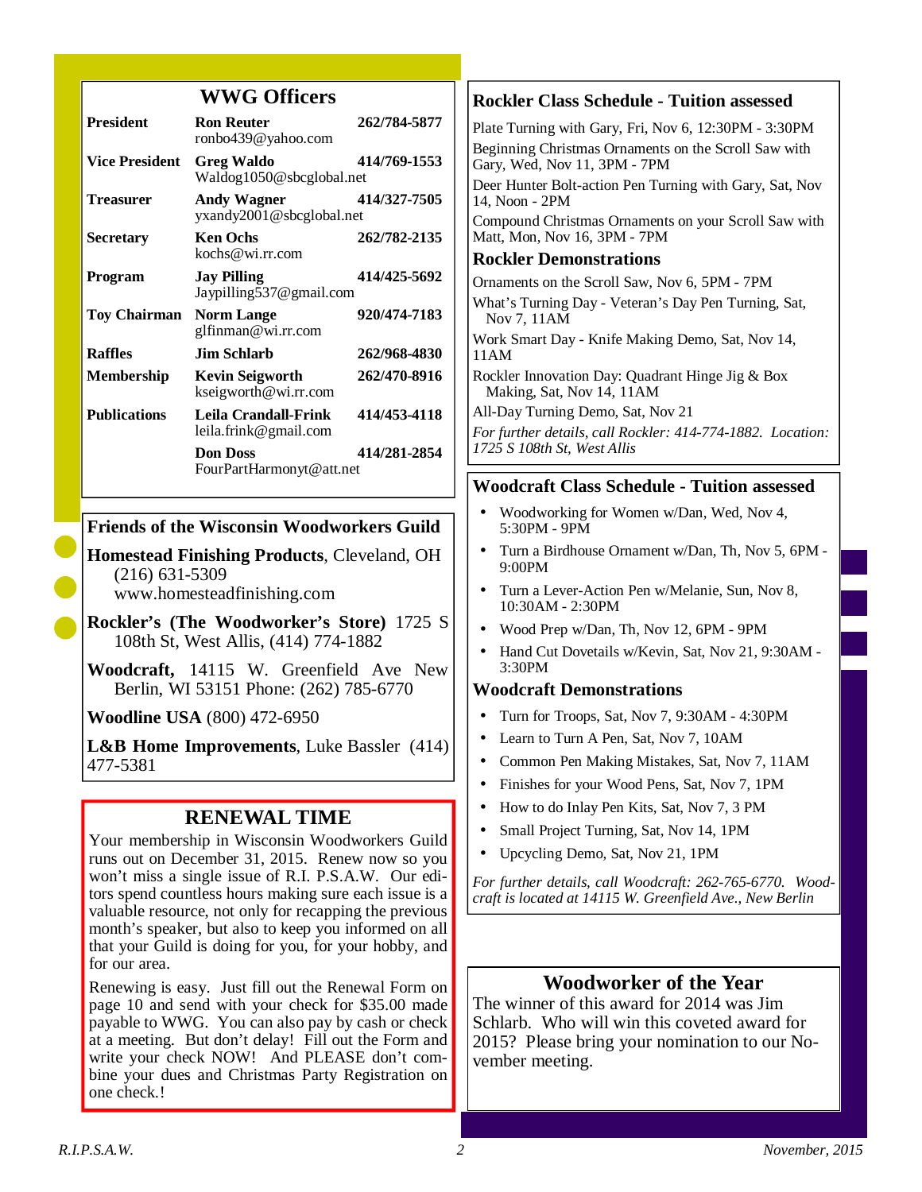## WWG Officers

| Office | Name | Phone |
|---|---|---|
| **President** | **Ron Reuter** ronbo439@yahoo.com | **262/784-5877** |
| **Vice President** | **Greg Waldo** Waldog1050@sbcglobal.net | **414/769-1553** |
| **Treasurer** | **Andy Wagner** yxandy2001@sbcglobal.net | **414/327-7505** |
| **Secretary** | **Ken Ochs** kochs@wi.rr.com | **262/782-2135** |
| **Program** | **Jay Pilling** Jaypilling537@gmail.com | **414/425-5692** |
| **Toy Chairman** | **Norm Lange** glfinman@wi.rr.com | **920/474-7183** |
| **Raffles** | **Jim Schlarb** | **262/968-4830** |
| **Membership** | **Kevin Seigworth** kseigworth@wi.rr.com | **262/470-8916** |
| **Publications** | **Leila Crandall-Frink** leila.frink@gmail.com | **414/453-4118** |
| | **Don Doss** FourPartHarmonyt@att.net | **414/281-2854** |

## Friends of the Wisconsin Woodworkers Guild

**Homestead Finishing Products**, Cleveland, OH (216) 631-5309 www.homesteadfinishing.com

**Rockler's (The Woodworker's Store)** 1725 S 108th St, West Allis, (414) 774-1882

**Woodcraft,** 14115 W. Greenfield Ave New Berlin, WI 53151 Phone: (262) 785-6770

**Woodline USA** (800) 472-6950

**L&B Home Improvements**, Luke Bassler (414) 477-5381

## RENEWAL TIME

Your membership in Wisconsin Woodworkers Guild runs out on December 31, 2015. Renew now so you won't miss a single issue of R.I. P.S.A.W. Our editors spend countless hours making sure each issue is a valuable resource, not only for recapping the previous month's speaker, but also to keep you informed on all that your Guild is doing for you, for your hobby, and for our area.

Renewing is easy. Just fill out the Renewal Form on page 10 and send with your check for $35.00 made payable to WWG. You can also pay by cash or check at a meeting. But don't delay! Fill out the Form and write your check NOW! And PLEASE don't combine your dues and Christmas Party Registration on one check.!

## Rockler Class Schedule - Tuition assessed

Plate Turning with Gary, Fri, Nov 6, 12:30PM - 3:30PM

Beginning Christmas Ornaments on the Scroll Saw with Gary, Wed, Nov 11, 3PM - 7PM

Deer Hunter Bolt-action Pen Turning with Gary, Sat, Nov 14, Noon - 2PM

Compound Christmas Ornaments on your Scroll Saw with Matt, Mon, Nov 16, 3PM - 7PM

## Rockler Demonstrations

Ornaments on the Scroll Saw, Nov 6, 5PM - 7PM

What's Turning Day - Veteran's Day Pen Turning, Sat, Nov 7, 11AM

Work Smart Day - Knife Making Demo, Sat, Nov 14, 11AM

Rockler Innovation Day: Quadrant Hinge Jig & Box Making, Sat, Nov 14, 11AM

All-Day Turning Demo, Sat, Nov 21

*For further details, call Rockler: 414-774-1882. Location: 1725 S 108th St, West Allis*

## Woodcraft Class Schedule - Tuition assessed

- Woodworking for Women w/Dan, Wed, Nov 4, 5:30PM - 9PM
- Turn a Birdhouse Ornament w/Dan, Th, Nov 5, 6PM - 9:00PM
- Turn a Lever-Action Pen w/Melanie, Sun, Nov 8, 10:30AM - 2:30PM
- Wood Prep w/Dan, Th, Nov 12, 6PM - 9PM
- Hand Cut Dovetails w/Kevin, Sat, Nov 21, 9:30AM - 3:30PM

## Woodcraft Demonstrations

- Turn for Troops, Sat, Nov 7, 9:30AM - 4:30PM
- Learn to Turn A Pen, Sat, Nov 7, 10AM
- Common Pen Making Mistakes, Sat, Nov 7, 11AM
- Finishes for your Wood Pens, Sat, Nov 7, 1PM
- How to do Inlay Pen Kits, Sat, Nov 7, 3 PM
- Small Project Turning, Sat, Nov 14, 1PM
- Upcycling Demo, Sat, Nov 21, 1PM

*For further details, call Woodcraft: 262-765-6770. Woodcraft is located at 14115 W. Greenfield Ave., New Berlin*

## Woodworker of the Year

The winner of this award for 2014 was Jim Schlarb. Who will win this coveted award for 2015? Please bring your nomination to our November meeting.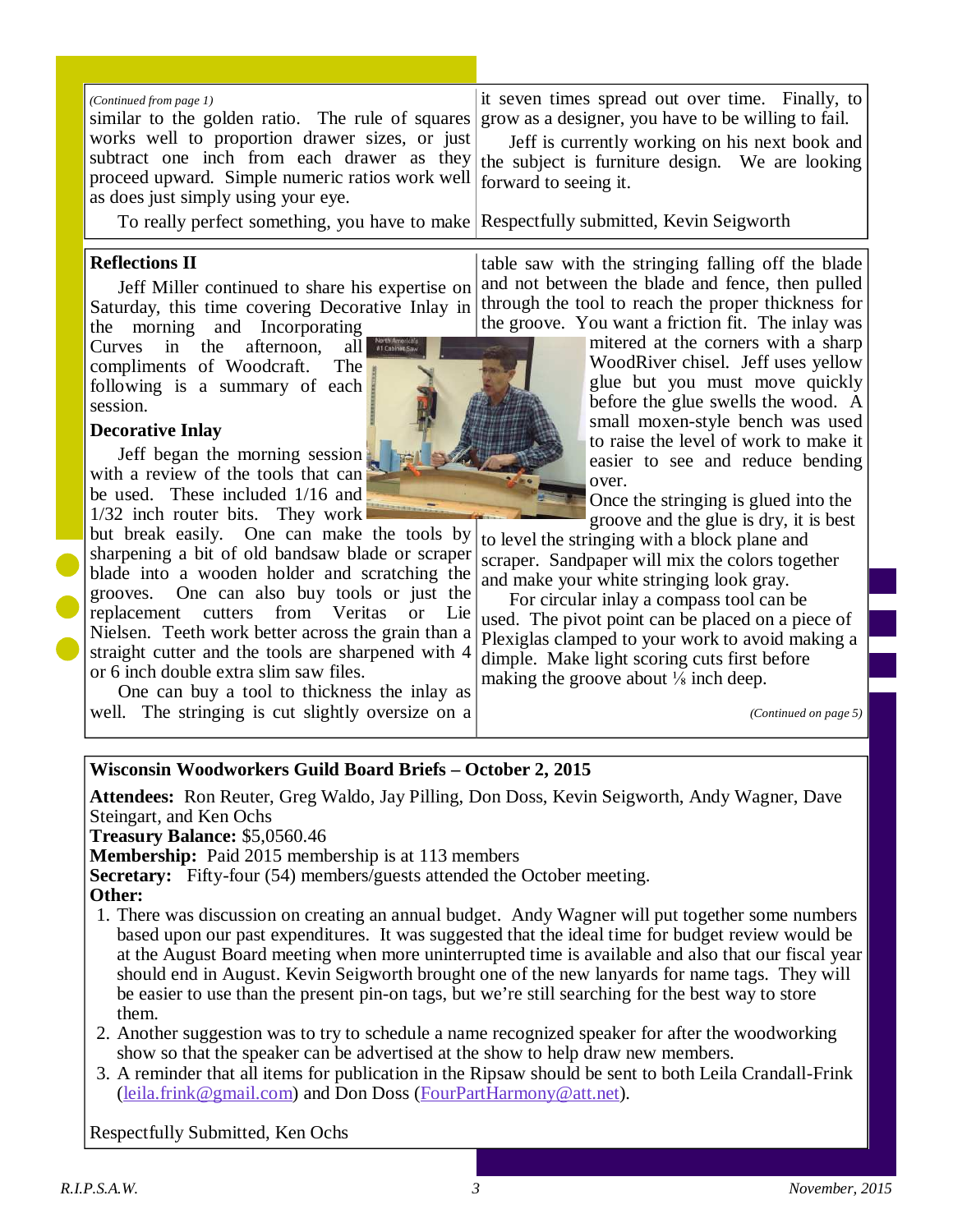*(Continued from page 1)*

similar to the golden ratio. The rule of squares works well to proportion drawer sizes, or just subtract one inch from each drawer as they proceed upward. Simple numeric ratios work well as does just simply using your eye.

To really perfect something, you have to make it seven times spread out over time. Finally, to grow as a designer, you have to be willing to fail.

Jeff is currently working on his next book and the subject is furniture design. We are looking forward to seeing it.

Respectfully submitted, Kevin Seigworth

## Reflections II

Jeff Miller continued to share his expertise on Saturday, this time covering Decorative Inlay in the morning and Incorporating Curves in the afternoon, all compliments of Woodcraft. The following is a summary of each session.

### Decorative Inlay

Jeff began the morning session with a review of the tools that can be used. These included 1/16 and 1/32 inch router bits. They work but break easily. One can make the tools by sharpening a bit of old bandsaw blade or scraper blade into a wooden holder and scratching the grooves. One can also buy tools or just the replacement cutters from Veritas or Lie Nielsen. Teeth work better across the grain than a straight cutter and the tools are sharpened with 4 or 6 inch double extra slim saw files.

One can buy a tool to thickness the inlay as well. The stringing is cut slightly oversize on a table saw with the stringing falling off the blade and not between the blade and fence, then pulled through the tool to reach the proper thickness for the groove. You want a friction fit. The inlay was mitered at the corners with a sharp WoodRiver chisel. Jeff uses yellow glue but you must move quickly before the glue swells the wood. A small moxen-style bench was used to raise the level of work to make it easier to see and reduce bending over.

Once the stringing is glued into the groove and the glue is dry, it is best to level the stringing with a block plane and scraper. Sandpaper will mix the colors together and make your white stringing look gray.

For circular inlay a compass tool can be used. The pivot point can be placed on a piece of Plexiglas clamped to your work to avoid making a dimple. Make light scoring cuts first before making the groove about ⅛ inch deep.

*(Continued on page 5)*

## Wisconsin Woodworkers Guild Board Briefs – October 2, 2015

**Attendees:** Ron Reuter, Greg Waldo, Jay Pilling, Don Doss, Kevin Seigworth, Andy Wagner, Dave Steingart, and Ken Ochs

**Treasury Balance:** $5,0560.46

**Membership:** Paid 2015 membership is at 113 members

**Secretary:** Fifty-four (54) members/guests attended the October meeting.

**Other:**

1. There was discussion on creating an annual budget. Andy Wagner will put together some numbers based upon our past expenditures. It was suggested that the ideal time for budget review would be at the August Board meeting when more uninterrupted time is available and also that our fiscal year should end in August. Kevin Seigworth brought one of the new lanyards for name tags. They will be easier to use than the present pin-on tags, but we're still searching for the best way to store them.
2. Another suggestion was to try to schedule a name recognized speaker for after the woodworking show so that the speaker can be advertised at the show to help draw new members.
3. A reminder that all items for publication in the Ripsaw should be sent to both Leila Crandall-Frink (leila.frink@gmail.com) and Don Doss (FourPartHarmony@att.net).

Respectfully Submitted, Ken Ochs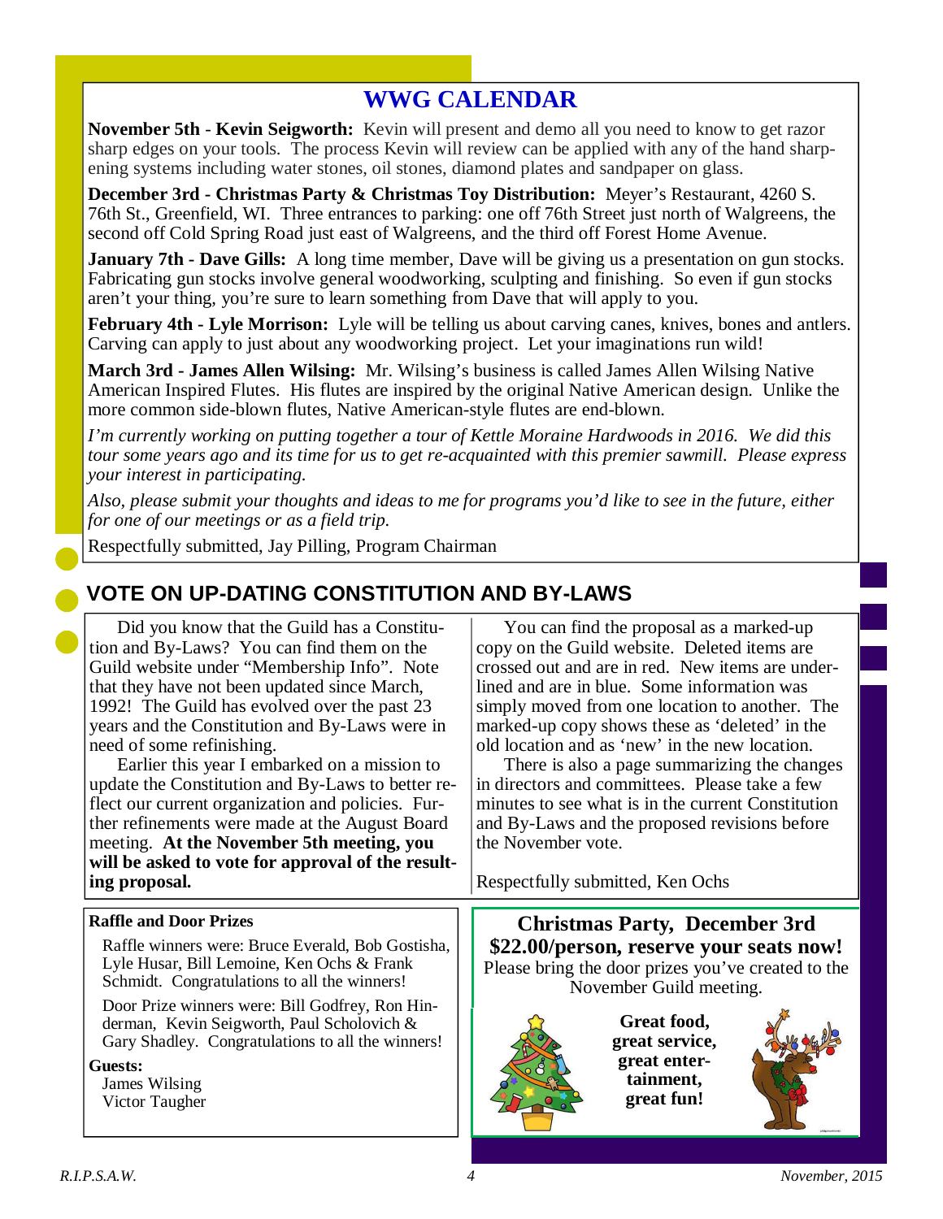## WWG CALENDAR

**November 5th - Kevin Seigworth:** Kevin will present and demo all you need to know to get razor sharp edges on your tools. The process Kevin will review can be applied with any of the hand sharpening systems including water stones, oil stones, diamond plates and sandpaper on glass.

**December 3rd - Christmas Party & Christmas Toy Distribution:** Meyer's Restaurant, 4260 S. 76th St., Greenfield, WI. Three entrances to parking: one off 76th Street just north of Walgreens, the second off Cold Spring Road just east of Walgreens, and the third off Forest Home Avenue.

**January 7th - Dave Gills:** A long time member, Dave will be giving us a presentation on gun stocks. Fabricating gun stocks involve general woodworking, sculpting and finishing. So even if gun stocks aren't your thing, you're sure to learn something from Dave that will apply to you.

**February 4th - Lyle Morrison:** Lyle will be telling us about carving canes, knives, bones and antlers. Carving can apply to just about any woodworking project. Let your imaginations run wild!

**March 3rd - James Allen Wilsing:** Mr. Wilsing's business is called James Allen Wilsing Native American Inspired Flutes. His flutes are inspired by the original Native American design. Unlike the more common side-blown flutes, Native American-style flutes are end-blown.

*I'm currently working on putting together a tour of Kettle Moraine Hardwoods in 2016. We did this tour some years ago and its time for us to get re-acquainted with this premier sawmill. Please express your interest in participating.*

*Also, please submit your thoughts and ideas to me for programs you'd like to see in the future, either for one of our meetings or as a field trip.*

Respectfully submitted, Jay Pilling, Program Chairman

## VOTE ON UP-DATING CONSTITUTION AND BY-LAWS

Did you know that the Guild has a Constitution and By-Laws? You can find them on the Guild website under "Membership Info". Note that they have not been updated since March, 1992! The Guild has evolved over the past 23 years and the Constitution and By-Laws were in need of some refinishing.

Earlier this year I embarked on a mission to update the Constitution and By-Laws to better reflect our current organization and policies. Further refinements were made at the August Board meeting. **At the November 5th meeting, you will be asked to vote for approval of the resulting proposal.**

You can find the proposal as a marked-up copy on the Guild website. Deleted items are crossed out and are in red. New items are underlined and are in blue. Some information was simply moved from one location to another. The marked-up copy shows these as 'deleted' in the old location and as 'new' in the new location.

There is also a page summarizing the changes in directors and committees. Please take a few minutes to see what is in the current Constitution and By-Laws and the proposed revisions before the November vote.

Respectfully submitted, Ken Ochs

### Raffle and Door Prizes

Raffle winners were: Bruce Everald, Bob Gostisha, Lyle Husar, Bill Lemoine, Ken Ochs & Frank Schmidt. Congratulations to all the winners!

Door Prize winners were: Bill Godfrey, Ron Hinderman, Kevin Seigworth, Paul Scholovich & Gary Shadley. Congratulations to all the winners!

**Guests:**

James Wilsing
Victor Taugher

### Christmas Party, December 3rd
### $22.00/person, reserve your seats now!

Please bring the door prizes you've created to the November Guild meeting.

**Great food, great service, great entertainment, great fun!**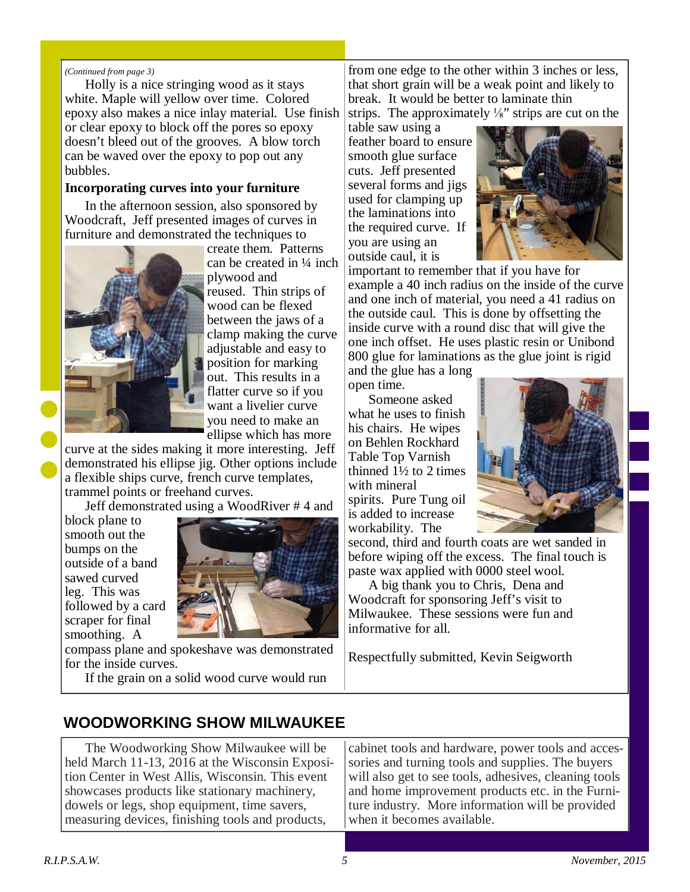*(Continued from page 3)*

Holly is a nice stringing wood as it stays white. Maple will yellow over time. Colored epoxy also makes a nice inlay material. Use finish or clear epoxy to block off the pores so epoxy doesn't bleed out of the grooves. A blow torch can be waved over the epoxy to pop out any bubbles.

**Incorporating curves into your furniture**

In the afternoon session, also sponsored by Woodcraft, Jeff presented images of curves in furniture and demonstrated the techniques to create them. Patterns can be created in ¼ inch plywood and reused. Thin strips of wood can be flexed between the jaws of a clamp making the curve adjustable and easy to position for marking out. This results in a flatter curve so if you want a livelier curve you need to make an ellipse which has more curve at the sides making it more interesting. Jeff demonstrated his ellipse jig. Other options include a flexible ships curve, french curve templates, trammel points or freehand curves.

Jeff demonstrated using a WoodRiver # 4 and block plane to smooth out the bumps on the outside of a band sawed curved leg. This was followed by a card scraper for final smoothing. A compass plane and spokeshave was demonstrated for the inside curves.

If the grain on a solid wood curve would run from one edge to the other within 3 inches or less, that short grain will be a weak point and likely to break. It would be better to laminate thin strips. The approximately ⅛" strips are cut on the table saw using a feather board to ensure smooth glue surface cuts. Jeff presented several forms and jigs used for clamping up the laminations into the required curve. If you are using an outside caul, it is important to remember that if you have for example a 40 inch radius on the inside of the curve and one inch of material, you need a 41 radius on the outside caul. This is done by offsetting the inside curve with a round disc that will give the one inch offset. He uses plastic resin or Unibond 800 glue for laminations as the glue joint is rigid and the glue has a long open time.

Someone asked what he uses to finish his chairs. He wipes on Behlen Rockhard Table Top Varnish thinned 1½ to 2 times with mineral spirits. Pure Tung oil is added to increase workability. The second, third and fourth coats are wet sanded in before wiping off the excess. The final touch is paste wax applied with 0000 steel wool.

A big thank you to Chris, Dena and Woodcraft for sponsoring Jeff's visit to Milwaukee. These sessions were fun and informative for all.

Respectfully submitted, Kevin Seigworth

## WOODWORKING SHOW MILWAUKEE

The Woodworking Show Milwaukee will be held March 11-13, 2016 at the Wisconsin Exposition Center in West Allis, Wisconsin. This event showcases products like stationary machinery, dowels or legs, shop equipment, time savers, measuring devices, finishing tools and products, cabinet tools and hardware, power tools and accessories and turning tools and supplies. The buyers will also get to see tools, adhesives, cleaning tools and home improvement products etc. in the Furniture industry. More information will be provided when it becomes available.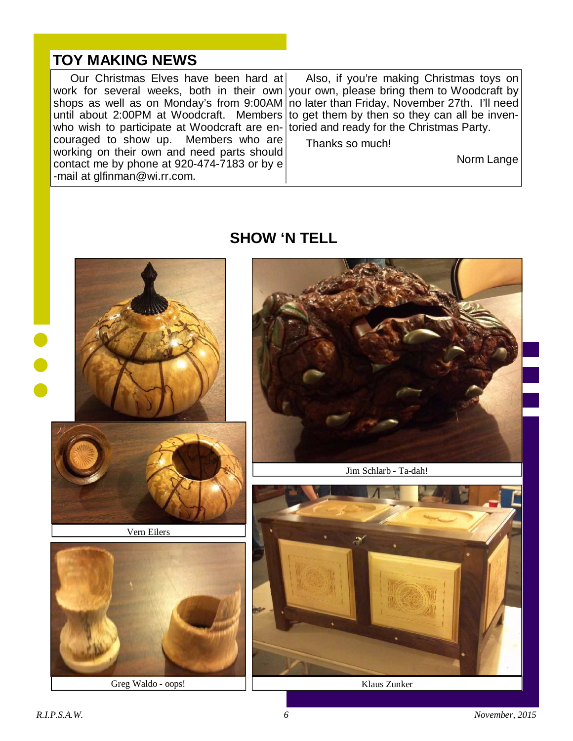## TOY MAKING NEWS

Our Christmas Elves have been hard at work for several weeks, both in their own shops as well as on Monday's from 9:00AM until about 2:00PM at Woodcraft. Members who wish to participate at Woodcraft are encouraged to show up. Members who are working on their own and need parts should contact me by phone at 920-474-7183 or by e-mail at glfinman@wi.rr.com.

Also, if you're making Christmas toys on your own, please bring them to Woodcraft by no later than Friday, November 27th. I'll need to get them by then so they can all be inventoried and ready for the Christmas Party.

Thanks so much!

Norm Lange

## SHOW 'N TELL

Vern Eilers

Jim Schlarb - Ta-dah!

Greg Waldo - oops!

Klaus Zunker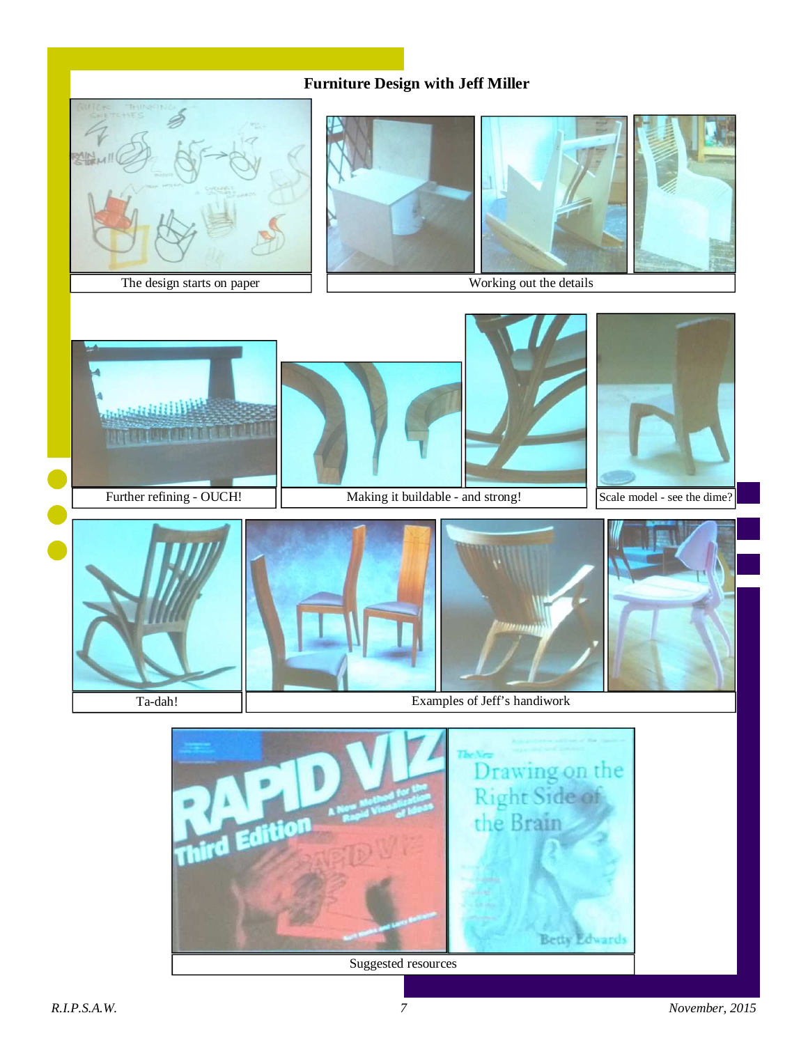# Furniture Design with Jeff Miller

The design starts on paper

Working out the details

Further refining - OUCH!

Making it buildable - and strong!

Scale model - see the dime?

Ta-dah!

Examples of Jeff's handiwork

Suggested resources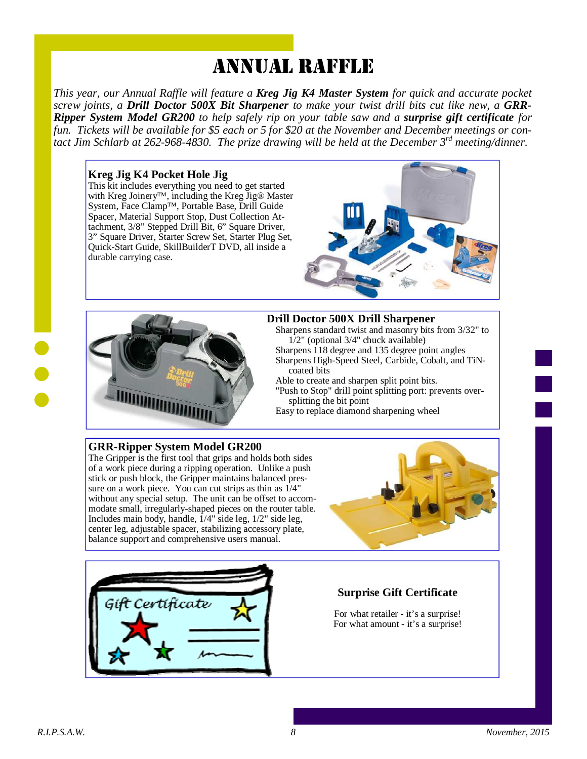# ANNUAL RAFFLE

*This year, our Annual Raffle will feature a **Kreg Jig K4 Master System** for quick and accurate pocket screw joints, a **Drill Doctor 500X Bit Sharpener** to make your twist drill bits cut like new, a **GRR-Ripper System Model GR200** to help safely rip on your table saw and a **surprise gift certificate** for fun. Tickets will be available for $5 each or 5 for $20 at the November and December meetings or contact Jim Schlarb at 262-968-4830. The prize drawing will be held at the December 3rd meeting/dinner.*

### Kreg Jig K4 Pocket Hole Jig

This kit includes everything you need to get started with Kreg Joinery™, including the Kreg Jig® Master System, Face Clamp™, Portable Base, Drill Guide Spacer, Material Support Stop, Dust Collection Attachment, 3/8" Stepped Drill Bit, 6" Square Driver, 3" Square Driver, Starter Screw Set, Starter Plug Set, Quick-Start Guide, SkillBuilderT DVD, all inside a durable carrying case.

### Drill Doctor 500X Drill Sharpener

- Sharpens standard twist and masonry bits from 3/32" to 1/2" (optional 3/4" chuck available)
- Sharpens 118 degree and 135 degree point angles
- Sharpens High-Speed Steel, Carbide, Cobalt, and TiN-coated bits
- Able to create and sharpen split point bits.
- "Push to Stop" drill point splitting port: prevents over-splitting the bit point
- Easy to replace diamond sharpening wheel

### GRR-Ripper System Model GR200

The Gripper is the first tool that grips and holds both sides of a work piece during a ripping operation. Unlike a push stick or push block, the Gripper maintains balanced pressure on a work piece. You can cut strips as thin as 1/4" without any special setup. The unit can be offset to accommodate small, irregularly-shaped pieces on the router table. Includes main body, handle, 1/4" side leg, 1/2" side leg, center leg, adjustable spacer, stabilizing accessory plate, balance support and comprehensive users manual.

### Surprise Gift Certificate

For what retailer - it's a surprise!
For what amount - it's a surprise!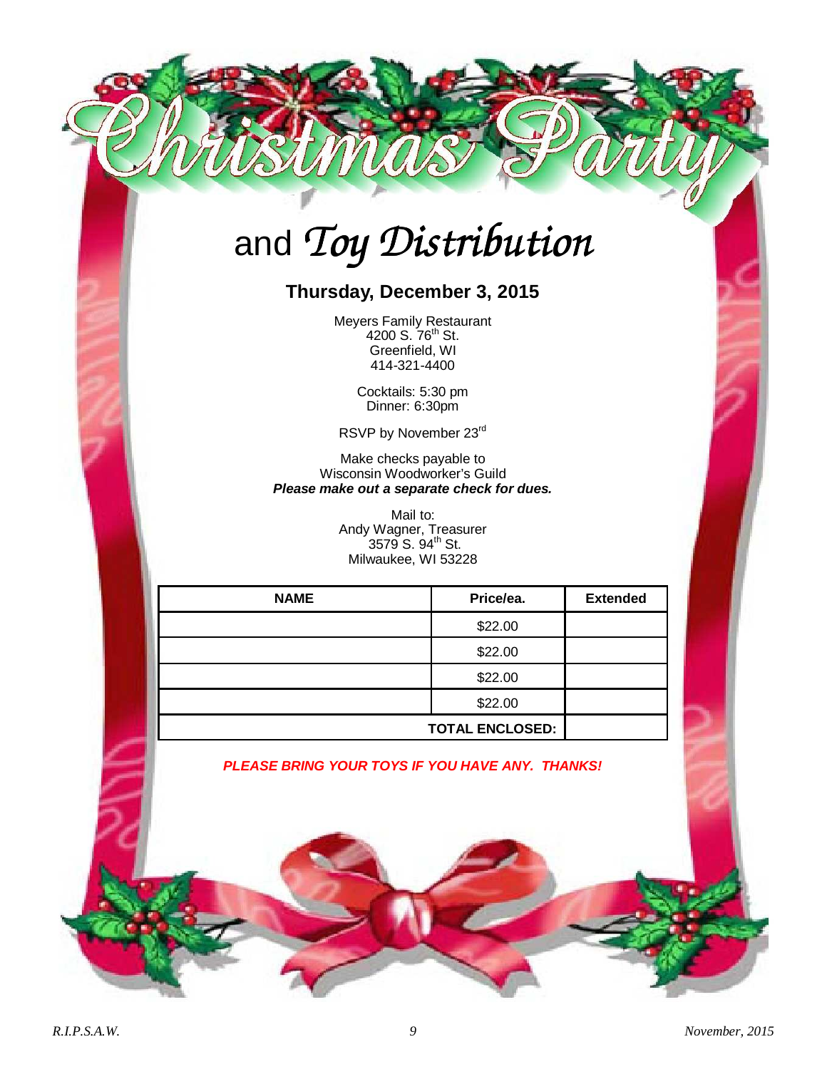# Christmas Party

## and *Toy Distribution*

### Thursday, December 3, 2015

Meyers Family Restaurant
4200 S. 76th St.
Greenfield, WI
414-321-4400

Cocktails: 5:30 pm
Dinner: 6:30pm

RSVP by November 23rd

Make checks payable to
Wisconsin Woodworker's Guild
***Please make out a separate check for dues.***

Mail to:
Andy Wagner, Treasurer
3579 S. 94th St.
Milwaukee, WI 53228

| NAME | Price/ea. | Extended |
|---|---|---|
| | $22.00 | |
| | $22.00 | |
| | $22.00 | |
| | $22.00 | |
| | TOTAL ENCLOSED: | |

***PLEASE BRING YOUR TOYS IF YOU HAVE ANY. THANKS!***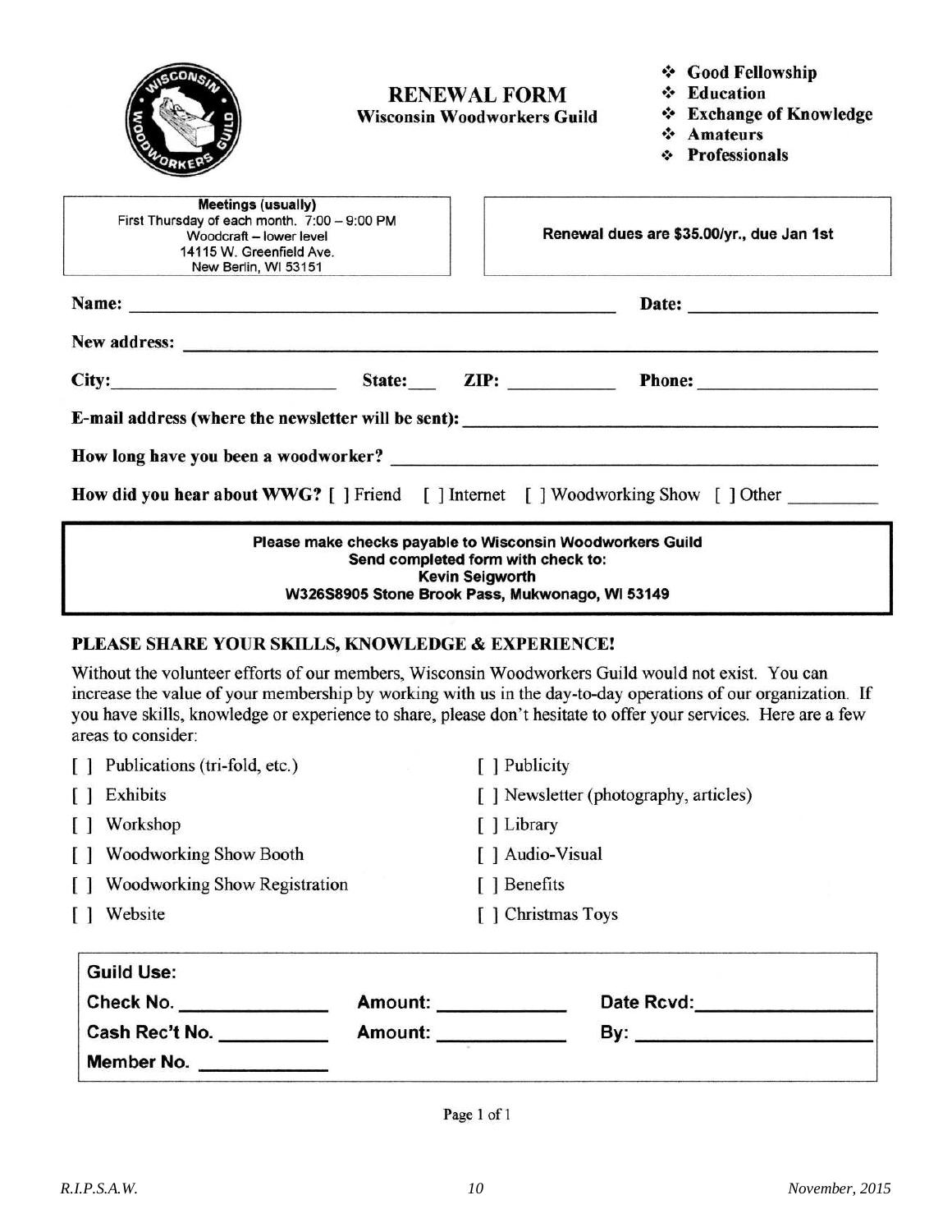# RENEWAL FORM

**Wisconsin Woodworkers Guild**

- **Good Fellowship**
- **Education**
- **Exchange of Knowledge**
- **Amateurs**
- **Professionals**

**Meetings (usually)**
First Thursday of each month. 7:00 – 9:00 PM
Woodcraft – lower level
14115 W. Greenfield Ave.
New Berlin, WI 53151

**Renewal dues are $35.00/yr., due Jan 1st**

**Name:** ______________________________ **Date:** ______________

**New address:** ______________________________

**City:** ______________ **State:** ___ **ZIP:** ________ **Phone:** ______________

**E-mail address (where the newsletter will be sent):** ______________________________

**How long have you been a woodworker?** ______________________________

**How did you hear about WWG?** [ ] Friend [ ] Internet [ ] Woodworking Show [ ] Other ________

**Please make checks payable to Wisconsin Woodworkers Guild**
**Send completed form with check to:**
**Kevin Seigworth**
**W326S8905 Stone Brook Pass, Mukwonago, WI 53149**

## PLEASE SHARE YOUR SKILLS, KNOWLEDGE & EXPERIENCE!

Without the volunteer efforts of our members, Wisconsin Woodworkers Guild would not exist. You can increase the value of your membership by working with us in the day-to-day operations of our organization. If you have skills, knowledge or experience to share, please don't hesitate to offer your services. Here are a few areas to consider:

- [ ] Publications (tri-fold, etc.)
- [ ] Exhibits
- [ ] Workshop
- [ ] Woodworking Show Booth
- [ ] Woodworking Show Registration
- [ ] Website
- [ ] Publicity
- [ ] Newsletter (photography, articles)
- [ ] Library
- [ ] Audio-Visual
- [ ] Benefits
- [ ] Christmas Toys

**Guild Use:**

| | | |
|---|---|---|
| **Check No.** ________ | **Amount:** ________ | **Date Rcvd:** ________ |
| **Cash Rec't No.** ________ | **Amount:** ________ | **By:** ________ |
| **Member No.** ________ | | |